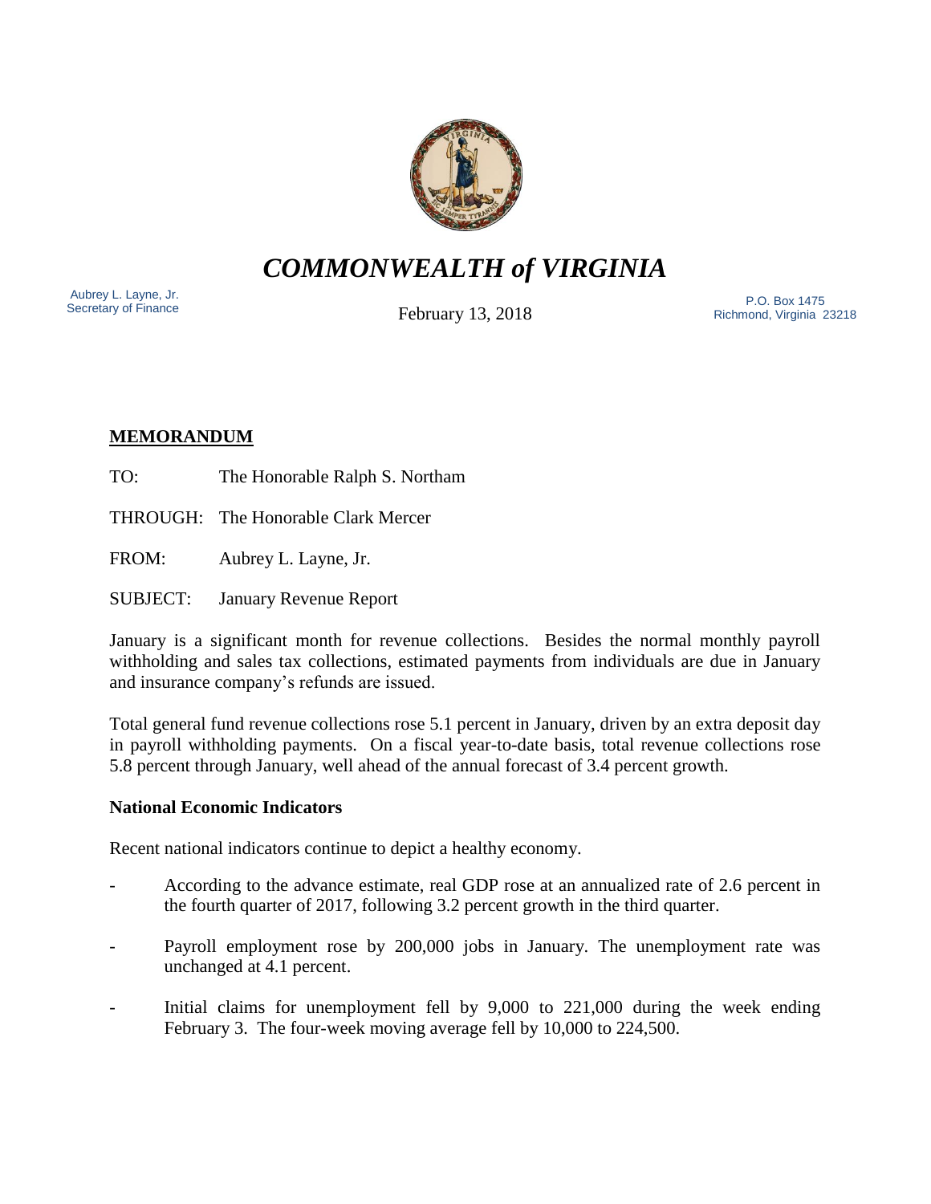# *COMMONWEALTH of VIRGINIA*

Aubrey L. Layne, Jr.
Secretary of Finance

February 13, 2018

P.O. Box 1475
Richmond, Virginia 23218

**MEMORANDUM**

TO: The Honorable Ralph S. Northam

THROUGH: The Honorable Clark Mercer

FROM: Aubrey L. Layne, Jr.

SUBJECT: January Revenue Report

January is a significant month for revenue collections. Besides the normal monthly payroll withholding and sales tax collections, estimated payments from individuals are due in January and insurance company's refunds are issued.

Total general fund revenue collections rose 5.1 percent in January, driven by an extra deposit day in payroll withholding payments. On a fiscal year-to-date basis, total revenue collections rose 5.8 percent through January, well ahead of the annual forecast of 3.4 percent growth.

**National Economic Indicators**

Recent national indicators continue to depict a healthy economy.

- According to the advance estimate, real GDP rose at an annualized rate of 2.6 percent in the fourth quarter of 2017, following 3.2 percent growth in the third quarter.
- Payroll employment rose by 200,000 jobs in January. The unemployment rate was unchanged at 4.1 percent.
- Initial claims for unemployment fell by 9,000 to 221,000 during the week ending February 3. The four-week moving average fell by 10,000 to 224,500.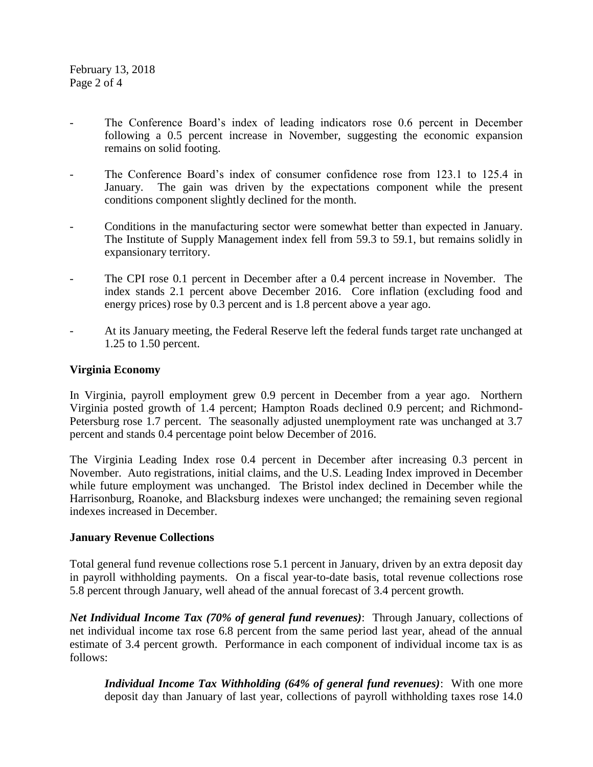- The Conference Board's index of leading indicators rose 0.6 percent in December following a 0.5 percent increase in November, suggesting the economic expansion remains on solid footing.

- The Conference Board's index of consumer confidence rose from 123.1 to 125.4 in January. The gain was driven by the expectations component while the present conditions component slightly declined for the month.

- Conditions in the manufacturing sector were somewhat better than expected in January. The Institute of Supply Management index fell from 59.3 to 59.1, but remains solidly in expansionary territory.

- The CPI rose 0.1 percent in December after a 0.4 percent increase in November. The index stands 2.1 percent above December 2016. Core inflation (excluding food and energy prices) rose by 0.3 percent and is 1.8 percent above a year ago.

- At its January meeting, the Federal Reserve left the federal funds target rate unchanged at 1.25 to 1.50 percent.

**Virginia Economy**

In Virginia, payroll employment grew 0.9 percent in December from a year ago. Northern Virginia posted growth of 1.4 percent; Hampton Roads declined 0.9 percent; and Richmond-Petersburg rose 1.7 percent. The seasonally adjusted unemployment rate was unchanged at 3.7 percent and stands 0.4 percentage point below December of 2016.

The Virginia Leading Index rose 0.4 percent in December after increasing 0.3 percent in November. Auto registrations, initial claims, and the U.S. Leading Index improved in December while future employment was unchanged. The Bristol index declined in December while the Harrisonburg, Roanoke, and Blacksburg indexes were unchanged; the remaining seven regional indexes increased in December.

**January Revenue Collections**

Total general fund revenue collections rose 5.1 percent in January, driven by an extra deposit day in payroll withholding payments. On a fiscal year-to-date basis, total revenue collections rose 5.8 percent through January, well ahead of the annual forecast of 3.4 percent growth.

***Net Individual Income Tax (70% of general fund revenues)***: Through January, collections of net individual income tax rose 6.8 percent from the same period last year, ahead of the annual estimate of 3.4 percent growth. Performance in each component of individual income tax is as follows:

> ***Individual Income Tax Withholding (64% of general fund revenues)***: With one more deposit day than January of last year, collections of payroll withholding taxes rose 14.0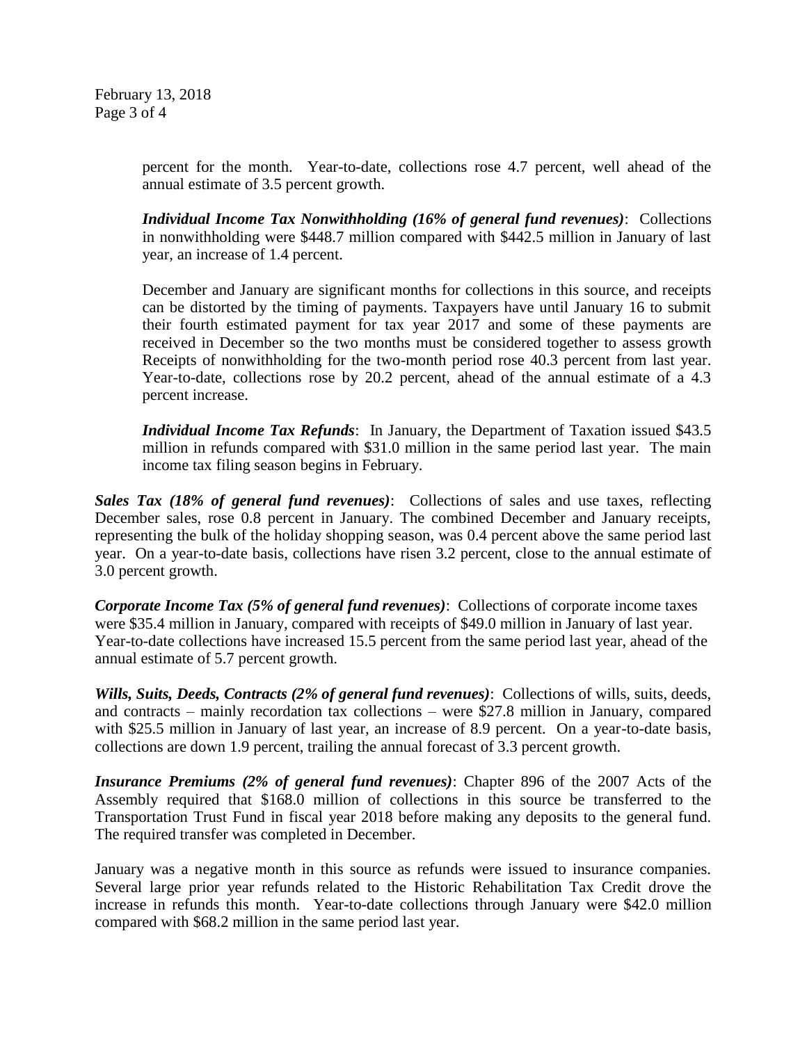percent for the month. Year-to-date, collections rose 4.7 percent, well ahead of the annual estimate of 3.5 percent growth.

***Individual Income Tax Nonwithholding (16% of general fund revenues)***: Collections in nonwithholding were $448.7 million compared with $442.5 million in January of last year, an increase of 1.4 percent.

December and January are significant months for collections in this source, and receipts can be distorted by the timing of payments. Taxpayers have until January 16 to submit their fourth estimated payment for tax year 2017 and some of these payments are received in December so the two months must be considered together to assess growth Receipts of nonwithholding for the two-month period rose 40.3 percent from last year. Year-to-date, collections rose by 20.2 percent, ahead of the annual estimate of a 4.3 percent increase.

***Individual Income Tax Refunds***: In January, the Department of Taxation issued $43.5 million in refunds compared with $31.0 million in the same period last year. The main income tax filing season begins in February.

***Sales Tax (18% of general fund revenues)***: Collections of sales and use taxes, reflecting December sales, rose 0.8 percent in January. The combined December and January receipts, representing the bulk of the holiday shopping season, was 0.4 percent above the same period last year. On a year-to-date basis, collections have risen 3.2 percent, close to the annual estimate of 3.0 percent growth.

***Corporate Income Tax (5% of general fund revenues)***: Collections of corporate income taxes were $35.4 million in January, compared with receipts of $49.0 million in January of last year. Year-to-date collections have increased 15.5 percent from the same period last year, ahead of the annual estimate of 5.7 percent growth.

***Wills, Suits, Deeds, Contracts (2% of general fund revenues)***: Collections of wills, suits, deeds, and contracts – mainly recordation tax collections – were $27.8 million in January, compared with $25.5 million in January of last year, an increase of 8.9 percent. On a year-to-date basis, collections are down 1.9 percent, trailing the annual forecast of 3.3 percent growth.

***Insurance Premiums (2% of general fund revenues)***: Chapter 896 of the 2007 Acts of the Assembly required that $168.0 million of collections in this source be transferred to the Transportation Trust Fund in fiscal year 2018 before making any deposits to the general fund. The required transfer was completed in December.

January was a negative month in this source as refunds were issued to insurance companies. Several large prior year refunds related to the Historic Rehabilitation Tax Credit drove the increase in refunds this month. Year-to-date collections through January were $42.0 million compared with $68.2 million in the same period last year.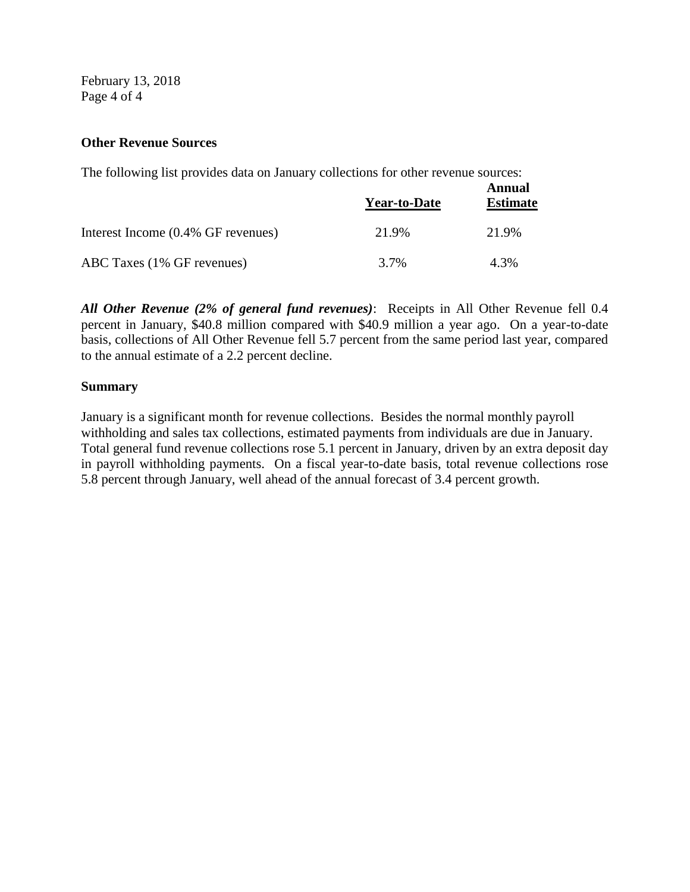## Other Revenue Sources

The following list provides data on January collections for other revenue sources:

| | Year-to-Date | Annual Estimate |
|---|---|---|
| Interest Income (0.4% GF revenues) | 21.9% | 21.9% |
| ABC Taxes (1% GF revenues) | 3.7% | 4.3% |

***All Other Revenue (2% of general fund revenues)***: Receipts in All Other Revenue fell 0.4 percent in January, $40.8 million compared with $40.9 million a year ago. On a year-to-date basis, collections of All Other Revenue fell 5.7 percent from the same period last year, compared to the annual estimate of a 2.2 percent decline.

## Summary

January is a significant month for revenue collections. Besides the normal monthly payroll withholding and sales tax collections, estimated payments from individuals are due in January. Total general fund revenue collections rose 5.1 percent in January, driven by an extra deposit day in payroll withholding payments. On a fiscal year-to-date basis, total revenue collections rose 5.8 percent through January, well ahead of the annual forecast of 3.4 percent growth.